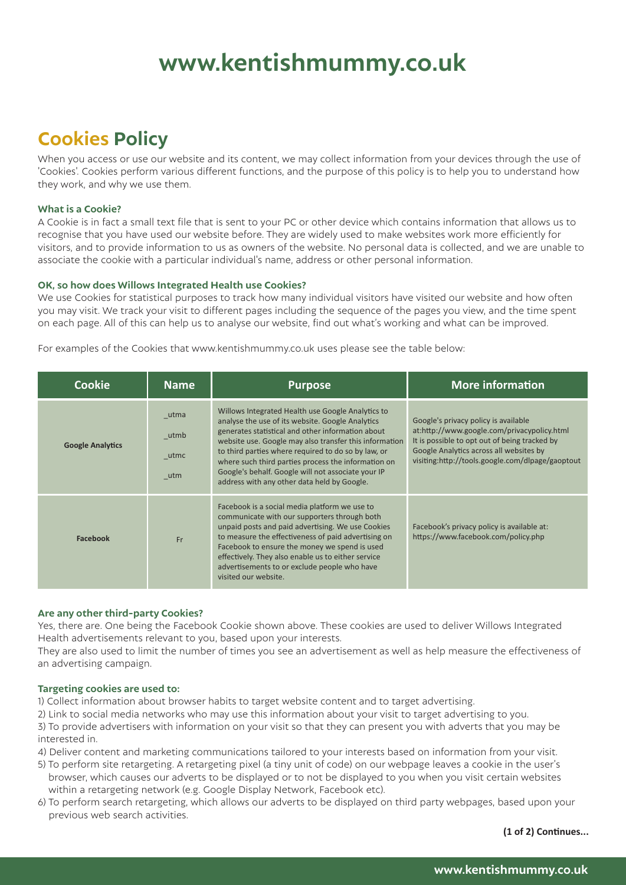# www.kentishmummy.co.uk

## Cookies Policy

When you access or use our website and its content, we may collect information from your devices through the use of 'Cookies'. Cookies perform various different functions, and the purpose of this policy is to help you to understand how they work, and why we use them.

### What is a Cookie?

A Cookie is in fact a small text file that is sent to your PC or other device which contains information that allows us to recognise that you have used our website before. They are widely used to make websites work more efficiently for visitors, and to provide information to us as owners of the website. No personal data is collected, and we are unable to associate the cookie with a particular individual's name, address or other personal information.

### OK, so how does Willows Integrated Health use Cookies?

We use Cookies for statistical purposes to track how many individual visitors have visited our website and how often you may visit. We track your visit to different pages including the sequence of the pages you view, and the time spent on each page. All of this can help us to analyse our website, find out what's working and what can be improved.

For examples of the Cookies that www.kentishmummy.co.uk uses please see the table below:

| Cookie | Name | Purpose | More information |
|---|---|---|---|
| Google Analytics | _utma<br>_utmb<br>_utmc<br>_utm | Willows Integrated Health use Google Analytics to analyse the use of its website. Google Analytics generates statistical and other information about website use. Google may also transfer this information to third parties where required to do so by law, or where such third parties process the information on Google's behalf. Google will not associate your IP address with any other data held by Google. | Google's privacy policy is available at:http://www.google.com/privacypolicy.html It is possible to opt out of being tracked by Google Analytics across all websites by visiting:http://tools.google.com/dlpage/gaoptout |
| Facebook | Fr | Facebook is a social media platform we use to communicate with our supporters through both unpaid posts and paid advertising. We use Cookies to measure the effectiveness of paid advertising on Facebook to ensure the money we spend is used effectively. They also enable us to either service advertisements to or exclude people who have visited our website. | Facebook's privacy policy is available at: https://www.facebook.com/policy.php |

### Are any other third-party Cookies?

Yes, there are. One being the Facebook Cookie shown above. These cookies are used to deliver Willows Integrated Health advertisements relevant to you, based upon your interests.

They are also used to limit the number of times you see an advertisement as well as help measure the effectiveness of an advertising campaign.

### Targeting cookies are used to:

1) Collect information about browser habits to target website content and to target advertising.
2) Link to social media networks who may use this information about your visit to target advertising to you.
3) To provide advertisers with information on your visit so that they can present you with adverts that you may be interested in.
4) Deliver content and marketing communications tailored to your interests based on information from your visit.
5) To perform site retargeting. A retargeting pixel (a tiny unit of code) on our webpage leaves a cookie in the user's browser, which causes our adverts to be displayed or to not be displayed to you when you visit certain websites within a retargeting network (e.g. Google Display Network, Facebook etc).
6) To perform search retargeting, which allows our adverts to be displayed on third party webpages, based upon your previous web search activities.

**(1 of 2) Continues...**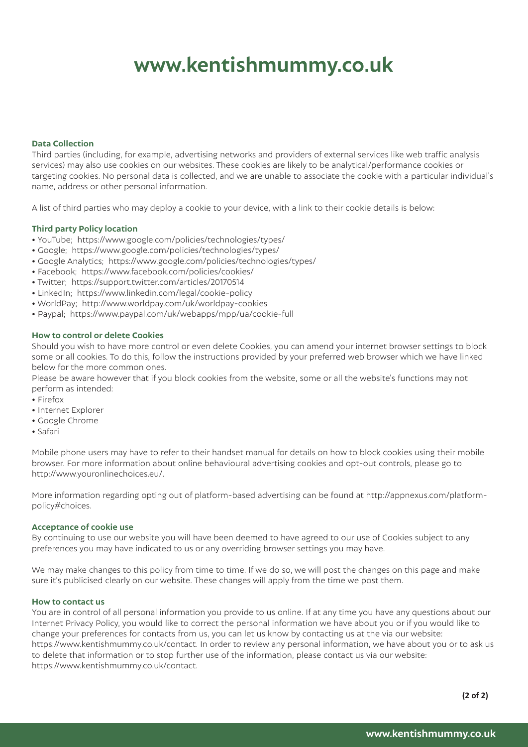# www.kentishmummy.co.uk

### Data Collection

Third parties (including, for example, advertising networks and providers of external services like web traffic analysis services) may also use cookies on our websites. These cookies are likely to be analytical/performance cookies or targeting cookies. No personal data is collected, and we are unable to associate the cookie with a particular individual's name, address or other personal information.

A list of third parties who may deploy a cookie to your device, with a link to their cookie details is below:

### Third party Policy location

- YouTube; https://www.google.com/policies/technologies/types/
- Google; https://www.google.com/policies/technologies/types/
- Google Analytics; https://www.google.com/policies/technologies/types/
- Facebook; https://www.facebook.com/policies/cookies/
- Twitter; https://support.twitter.com/articles/20170514
- LinkedIn; https://www.linkedin.com/legal/cookie-policy
- WorldPay; http://www.worldpay.com/uk/worldpay-cookies
- Paypal; https://www.paypal.com/uk/webapps/mpp/ua/cookie-full

### How to control or delete Cookies

Should you wish to have more control or even delete Cookies, you can amend your internet browser settings to block some or all cookies. To do this, follow the instructions provided by your preferred web browser which we have linked below for the more common ones.

Please be aware however that if you block cookies from the website, some or all the website's functions may not perform as intended:

- Firefox
- Internet Explorer
- Google Chrome
- Safari

Mobile phone users may have to refer to their handset manual for details on how to block cookies using their mobile browser. For more information about online behavioural advertising cookies and opt-out controls, please go to http://www.youronlinechoices.eu/.

More information regarding opting out of platform-based advertising can be found at http://appnexus.com/platform-policy#choices.

### Acceptance of cookie use

By continuing to use our website you will have been deemed to have agreed to our use of Cookies subject to any preferences you may have indicated to us or any overriding browser settings you may have.

We may make changes to this policy from time to time. If we do so, we will post the changes on this page and make sure it's publicised clearly on our website. These changes will apply from the time we post them.

### How to contact us

You are in control of all personal information you provide to us online. If at any time you have any questions about our Internet Privacy Policy, you would like to correct the personal information we have about you or if you would like to change your preferences for contacts from us, you can let us know by contacting us at the via our website: https://www.kentishmummy.co.uk/contact. In order to review any personal information, we have about you or to ask us to delete that information or to stop further use of the information, please contact us via our website: https://www.kentishmummy.co.uk/contact.